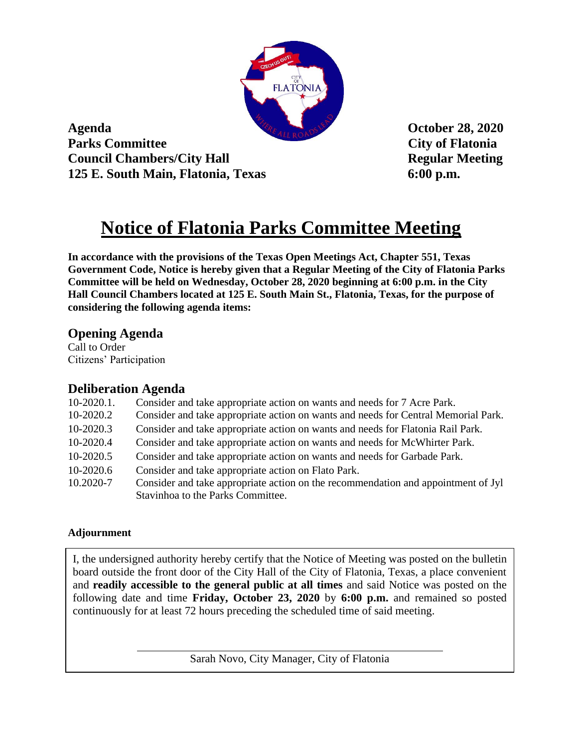**Agenda**
**Parks Committee**
**Council Chambers/City Hall**
**125 E. South Main, Flatonia, Texas**

**October 28, 2020**
**City of Flatonia**
**Regular Meeting**
**6:00 p.m.**

# Notice of Flatonia Parks Committee Meeting

**In accordance with the provisions of the Texas Open Meetings Act, Chapter 551, Texas Government Code, Notice is hereby given that a Regular Meeting of the City of Flatonia Parks Committee will be held on Wednesday, October 28, 2020 beginning at 6:00 p.m. in the City Hall Council Chambers located at 125 E. South Main St., Flatonia, Texas, for the purpose of considering the following agenda items:**

## Opening Agenda

Call to Order
Citizens' Participation

## Deliberation Agenda

10-2020.1. Consider and take appropriate action on wants and needs for 7 Acre Park.
10-2020.2 Consider and take appropriate action on wants and needs for Central Memorial Park.
10-2020.3 Consider and take appropriate action on wants and needs for Flatonia Rail Park.
10-2020.4 Consider and take appropriate action on wants and needs for McWhirter Park.
10-2020.5 Consider and take appropriate action on wants and needs for Garbade Park.
10-2020.6 Consider and take appropriate action on Flato Park.
10.2020-7 Consider and take appropriate action on the recommendation and appointment of Jyl Stavinhoa to the Parks Committee.

**Adjournment**

I, the undersigned authority hereby certify that the Notice of Meeting was posted on the bulletin board outside the front door of the City Hall of the City of Flatonia, Texas, a place convenient and **readily accessible to the general public at all times** and said Notice was posted on the following date and time **Friday, October 23, 2020** by **6:00 p.m.** and remained so posted continuously for at least 72 hours preceding the scheduled time of said meeting.

Sarah Novo, City Manager, City of Flatonia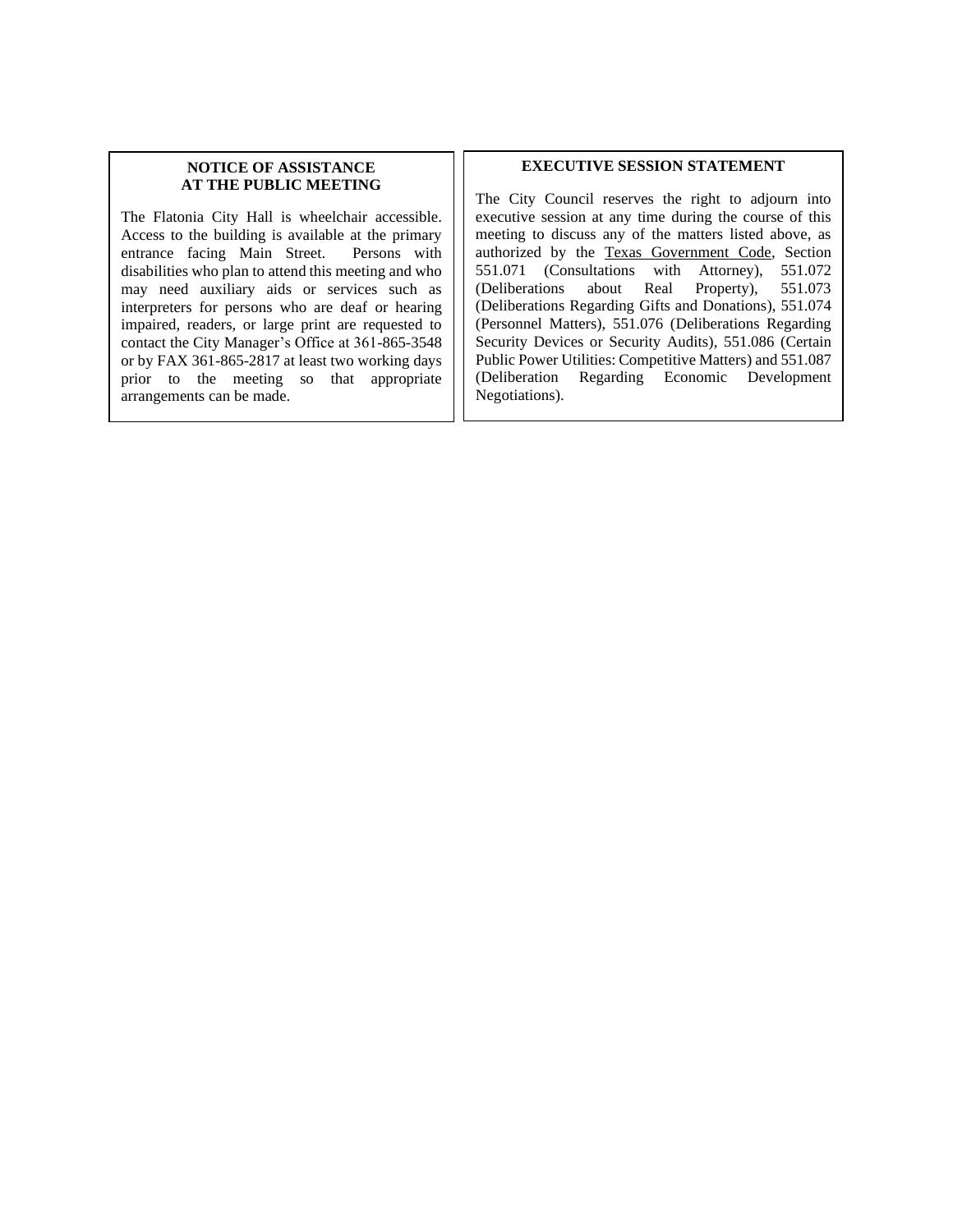**NOTICE OF ASSISTANCE AT THE PUBLIC MEETING**

The Flatonia City Hall is wheelchair accessible. Access to the building is available at the primary entrance facing Main Street. Persons with disabilities who plan to attend this meeting and who may need auxiliary aids or services such as interpreters for persons who are deaf or hearing impaired, readers, or large print are requested to contact the City Manager's Office at 361-865-3548 or by FAX 361-865-2817 at least two working days prior to the meeting so that appropriate arrangements can be made.

**EXECUTIVE SESSION STATEMENT**

The City Council reserves the right to adjourn into executive session at any time during the course of this meeting to discuss any of the matters listed above, as authorized by the Texas Government Code, Section 551.071 (Consultations with Attorney), 551.072 (Deliberations about Real Property), 551.073 (Deliberations Regarding Gifts and Donations), 551.074 (Personnel Matters), 551.076 (Deliberations Regarding Security Devices or Security Audits), 551.086 (Certain Public Power Utilities: Competitive Matters) and 551.087 (Deliberation Regarding Economic Development Negotiations).